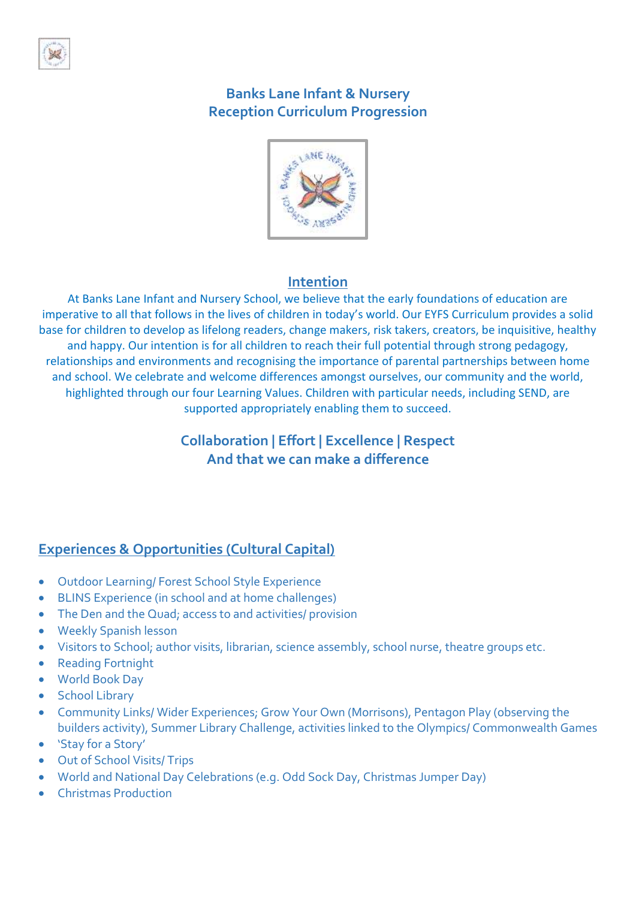# Banks Lane Infant & Nursery
# Reception Curriculum Progression

## Intention

At Banks Lane Infant and Nursery School, we believe that the early foundations of education are imperative to all that follows in the lives of children in today's world. Our EYFS Curriculum provides a solid base for children to develop as lifelong readers, change makers, risk takers, creators, be inquisitive, healthy and happy. Our intention is for all children to reach their full potential through strong pedagogy, relationships and environments and recognising the importance of parental partnerships between home and school. We celebrate and welcome differences amongst ourselves, our community and the world, highlighted through our four Learning Values. Children with particular needs, including SEND, are supported appropriately enabling them to succeed.

**Collaboration | Effort | Excellence | Respect**
**And that we can make a difference**

## Experiences & Opportunities (Cultural Capital)

- Outdoor Learning/ Forest School Style Experience
- BLINS Experience (in school and at home challenges)
- The Den and the Quad; access to and activities/ provision
- Weekly Spanish lesson
- Visitors to School; author visits, librarian, science assembly, school nurse, theatre groups etc.
- Reading Fortnight
- World Book Day
- School Library
- Community Links/ Wider Experiences; Grow Your Own (Morrisons), Pentagon Play (observing the builders activity), Summer Library Challenge, activities linked to the Olympics/ Commonwealth Games
- 'Stay for a Story'
- Out of School Visits/ Trips
- World and National Day Celebrations (e.g. Odd Sock Day, Christmas Jumper Day)
- Christmas Production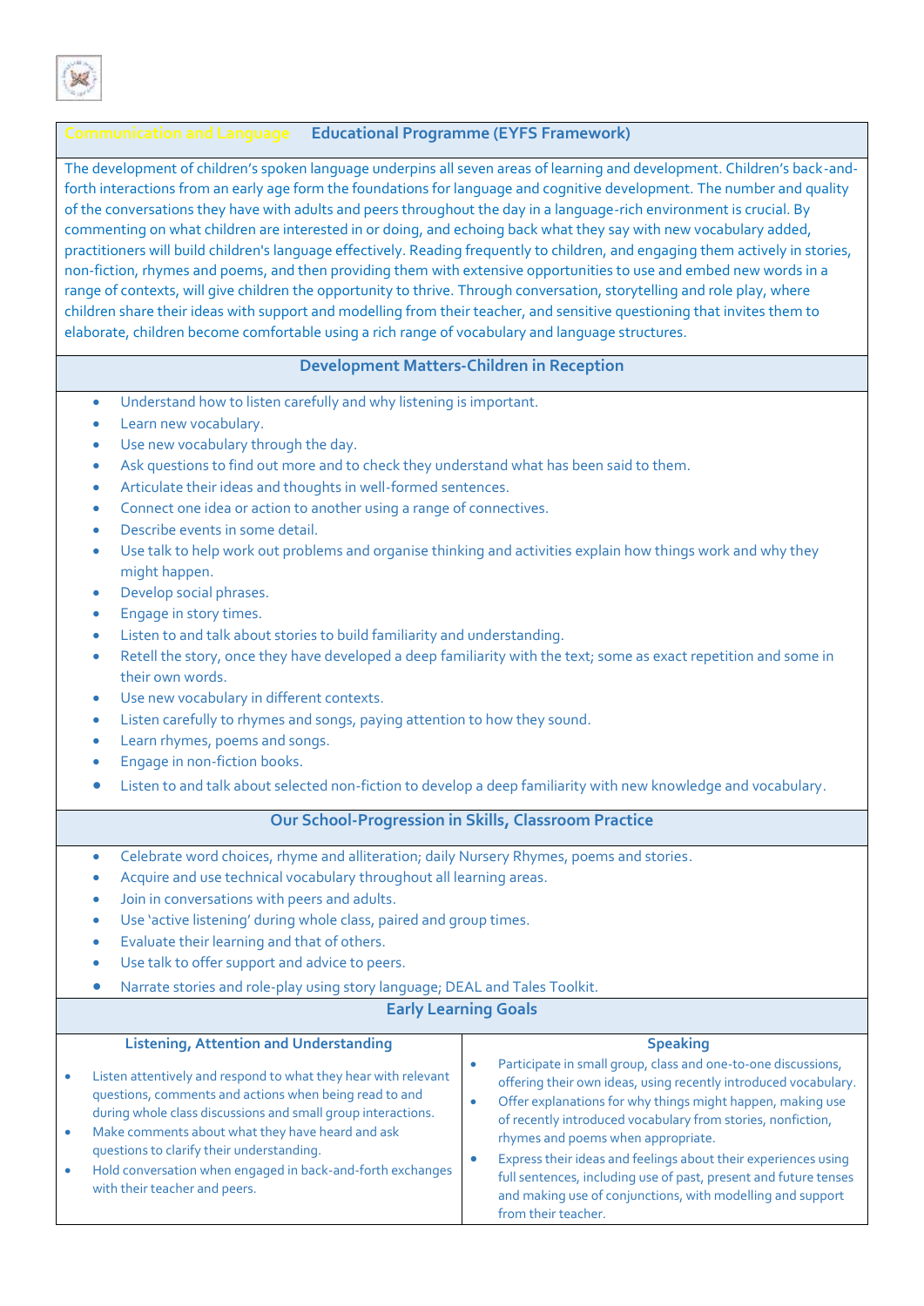## Communication and Language Educational Programme (EYFS Framework)

The development of children's spoken language underpins all seven areas of learning and development. Children's back-and-forth interactions from an early age form the foundations for language and cognitive development. The number and quality of the conversations they have with adults and peers throughout the day in a language-rich environment is crucial. By commenting on what children are interested in or doing, and echoing back what they say with new vocabulary added, practitioners will build children's language effectively. Reading frequently to children, and engaging them actively in stories, non-fiction, rhymes and poems, and then providing them with extensive opportunities to use and embed new words in a range of contexts, will give children the opportunity to thrive. Through conversation, storytelling and role play, where children share their ideas with support and modelling from their teacher, and sensitive questioning that invites them to elaborate, children become comfortable using a rich range of vocabulary and language structures.

### Development Matters-Children in Reception

- Understand how to listen carefully and why listening is important.
- Learn new vocabulary.
- Use new vocabulary through the day.
- Ask questions to find out more and to check they understand what has been said to them.
- Articulate their ideas and thoughts in well-formed sentences.
- Connect one idea or action to another using a range of connectives.
- Describe events in some detail.
- Use talk to help work out problems and organise thinking and activities explain how things work and why they might happen.
- Develop social phrases.
- Engage in story times.
- Listen to and talk about stories to build familiarity and understanding.
- Retell the story, once they have developed a deep familiarity with the text; some as exact repetition and some in their own words.
- Use new vocabulary in different contexts.
- Listen carefully to rhymes and songs, paying attention to how they sound.
- Learn rhymes, poems and songs.
- Engage in non-fiction books.
- Listen to and talk about selected non-fiction to develop a deep familiarity with new knowledge and vocabulary.

### Our School-Progression in Skills, Classroom Practice

- Celebrate word choices, rhyme and alliteration; daily Nursery Rhymes, poems and stories.
- Acquire and use technical vocabulary throughout all learning areas.
- Join in conversations with peers and adults.
- Use 'active listening' during whole class, paired and group times.
- Evaluate their learning and that of others.
- Use talk to offer support and advice to peers.
- Narrate stories and role-play using story language; DEAL and Tales Toolkit.

### Early Learning Goals

#### Listening, Attention and Understanding

- Listen attentively and respond to what they hear with relevant questions, comments and actions when being read to and during whole class discussions and small group interactions.
- Make comments about what they have heard and ask questions to clarify their understanding.
- Hold conversation when engaged in back-and-forth exchanges with their teacher and peers.

#### Speaking

- Participate in small group, class and one-to-one discussions, offering their own ideas, using recently introduced vocabulary.
- Offer explanations for why things might happen, making use of recently introduced vocabulary from stories, nonfiction, rhymes and poems when appropriate.
- Express their ideas and feelings about their experiences using full sentences, including use of past, present and future tenses and making use of conjunctions, with modelling and support from their teacher.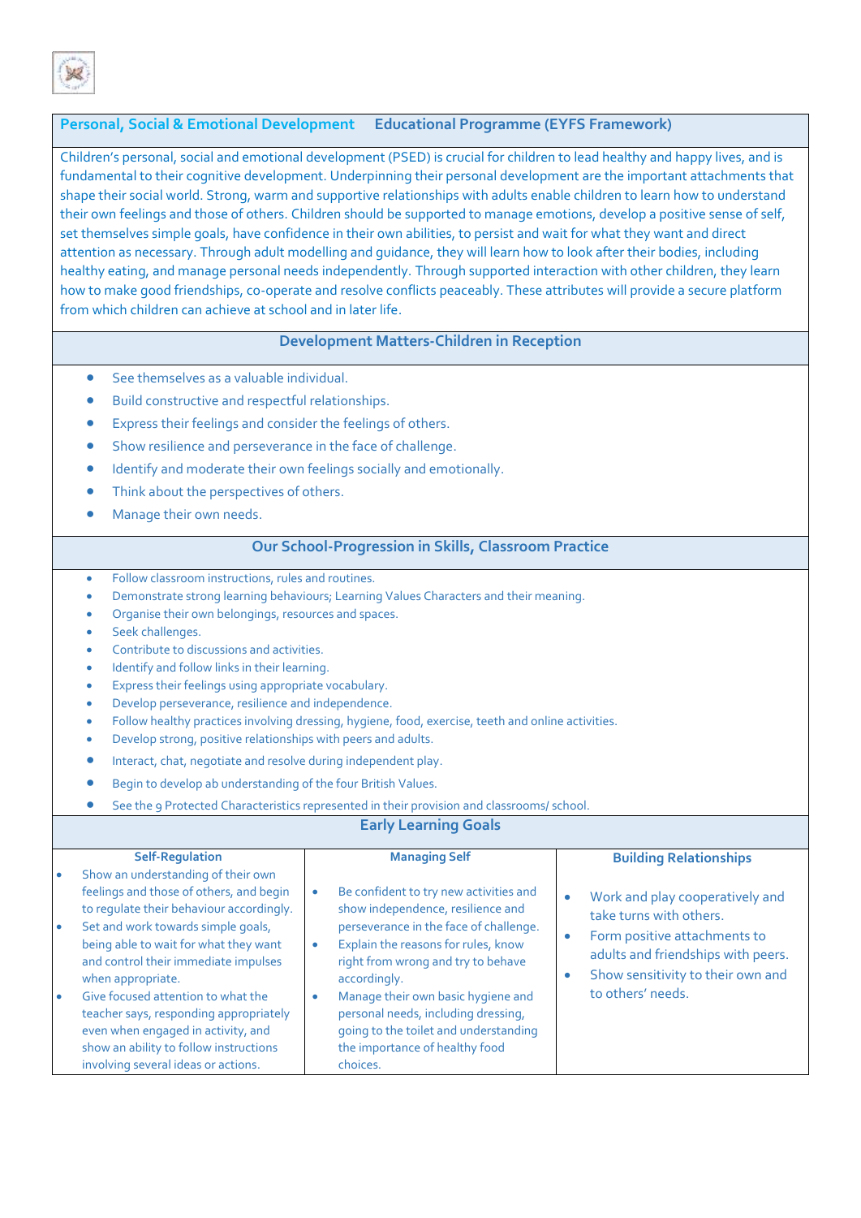## Personal, Social & Emotional Development — Educational Programme (EYFS Framework)

Children's personal, social and emotional development (PSED) is crucial for children to lead healthy and happy lives, and is fundamental to their cognitive development. Underpinning their personal development are the important attachments that shape their social world. Strong, warm and supportive relationships with adults enable children to learn how to understand their own feelings and those of others. Children should be supported to manage emotions, develop a positive sense of self, set themselves simple goals, have confidence in their own abilities, to persist and wait for what they want and direct attention as necessary. Through adult modelling and guidance, they will learn how to look after their bodies, including healthy eating, and manage personal needs independently. Through supported interaction with other children, they learn how to make good friendships, co-operate and resolve conflicts peaceably. These attributes will provide a secure platform from which children can achieve at school and in later life.

### Development Matters-Children in Reception

- See themselves as a valuable individual.
- Build constructive and respectful relationships.
- Express their feelings and consider the feelings of others.
- Show resilience and perseverance in the face of challenge.
- Identify and moderate their own feelings socially and emotionally.
- Think about the perspectives of others.
- Manage their own needs.

### Our School-Progression in Skills, Classroom Practice

- Follow classroom instructions, rules and routines.
- Demonstrate strong learning behaviours; Learning Values Characters and their meaning.
- Organise their own belongings, resources and spaces.
- Seek challenges.
- Contribute to discussions and activities.
- Identify and follow links in their learning.
- Express their feelings using appropriate vocabulary.
- Develop perseverance, resilience and independence.
- Follow healthy practices involving dressing, hygiene, food, exercise, teeth and online activities.
- Develop strong, positive relationships with peers and adults.
- Interact, chat, negotiate and resolve during independent play.
- Begin to develop ab understanding of the four British Values.
- See the 9 Protected Characteristics represented in their provision and classrooms/ school.

### Early Learning Goals

| Self-Regulation | Managing Self | Building Relationships |
|---|---|---|
| • Show an understanding of their own feelings and those of others, and begin to regulate their behaviour accordingly.<br>• Set and work towards simple goals, being able to wait for what they want and control their immediate impulses when appropriate.<br>• Give focused attention to what the teacher says, responding appropriately even when engaged in activity, and show an ability to follow instructions involving several ideas or actions. | • Be confident to try new activities and show independence, resilience and perseverance in the face of challenge.<br>• Explain the reasons for rules, know right from wrong and try to behave accordingly.<br>• Manage their own basic hygiene and personal needs, including dressing, going to the toilet and understanding the importance of healthy food choices. | • Work and play cooperatively and take turns with others.<br>• Form positive attachments to adults and friendships with peers.<br>• Show sensitivity to their own and to others' needs. |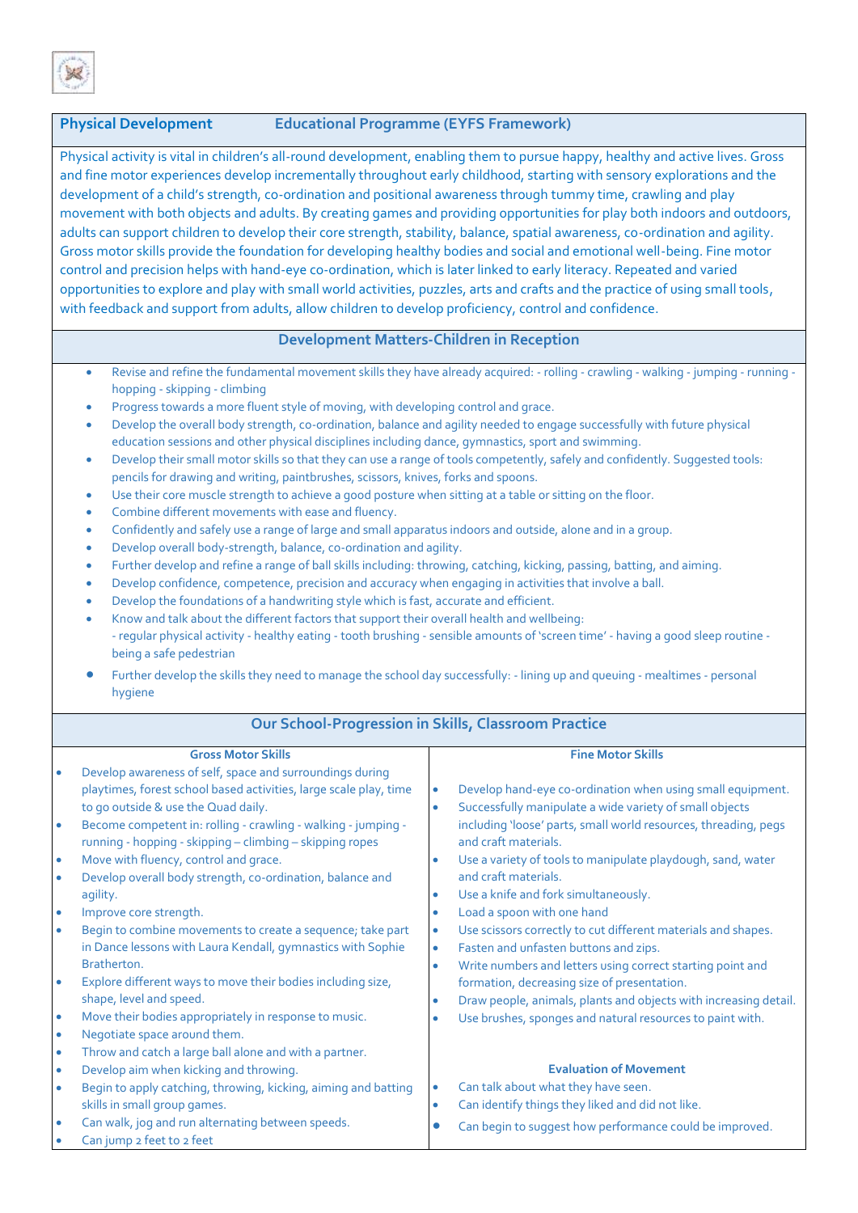## Physical Development — Educational Programme (EYFS Framework)

Physical activity is vital in children's all-round development, enabling them to pursue happy, healthy and active lives. Gross and fine motor experiences develop incrementally throughout early childhood, starting with sensory explorations and the development of a child's strength, co-ordination and positional awareness through tummy time, crawling and play movement with both objects and adults. By creating games and providing opportunities for play both indoors and outdoors, adults can support children to develop their core strength, stability, balance, spatial awareness, co-ordination and agility. Gross motor skills provide the foundation for developing healthy bodies and social and emotional well-being. Fine motor control and precision helps with hand-eye co-ordination, which is later linked to early literacy. Repeated and varied opportunities to explore and play with small world activities, puzzles, arts and crafts and the practice of using small tools, with feedback and support from adults, allow children to develop proficiency, control and confidence.

### Development Matters-Children in Reception

- Revise and refine the fundamental movement skills they have already acquired: - rolling - crawling - walking - jumping - running - hopping - skipping - climbing
- Progress towards a more fluent style of moving, with developing control and grace.
- Develop the overall body strength, co-ordination, balance and agility needed to engage successfully with future physical education sessions and other physical disciplines including dance, gymnastics, sport and swimming.
- Develop their small motor skills so that they can use a range of tools competently, safely and confidently. Suggested tools: pencils for drawing and writing, paintbrushes, scissors, knives, forks and spoons.
- Use their core muscle strength to achieve a good posture when sitting at a table or sitting on the floor.
- Combine different movements with ease and fluency.
- Confidently and safely use a range of large and small apparatus indoors and outside, alone and in a group.
- Develop overall body-strength, balance, co-ordination and agility.
- Further develop and refine a range of ball skills including: throwing, catching, kicking, passing, batting, and aiming.
- Develop confidence, competence, precision and accuracy when engaging in activities that involve a ball.
- Develop the foundations of a handwriting style which is fast, accurate and efficient.
- Know and talk about the different factors that support their overall health and wellbeing:
  - regular physical activity - healthy eating - tooth brushing - sensible amounts of 'screen time' - having a good sleep routine - being a safe pedestrian
- Further develop the skills they need to manage the school day successfully: - lining up and queuing - mealtimes - personal hygiene

### Our School-Progression in Skills, Classroom Practice

#### Gross Motor Skills

- Develop awareness of self, space and surroundings during playtimes, forest school based activities, large scale play, time to go outside & use the Quad daily.
- Become competent in: rolling - crawling - walking - jumping - running - hopping - skipping – climbing – skipping ropes
- Move with fluency, control and grace.
- Develop overall body strength, co-ordination, balance and agility.
- Improve core strength.
- Begin to combine movements to create a sequence; take part in Dance lessons with Laura Kendall, gymnastics with Sophie Bratherton.
- Explore different ways to move their bodies including size, shape, level and speed.
- Move their bodies appropriately in response to music.
- Negotiate space around them.
- Throw and catch a large ball alone and with a partner.
- Develop aim when kicking and throwing.
- Begin to apply catching, throwing, kicking, aiming and batting skills in small group games.
- Can walk, jog and run alternating between speeds.
- Can jump 2 feet to 2 feet

#### Fine Motor Skills

- Develop hand-eye co-ordination when using small equipment.
- Successfully manipulate a wide variety of small objects including 'loose' parts, small world resources, threading, pegs and craft materials.
- Use a variety of tools to manipulate playdough, sand, water and craft materials.
- Use a knife and fork simultaneously.
- Load a spoon with one hand
- Use scissors correctly to cut different materials and shapes.
- Fasten and unfasten buttons and zips.
- Write numbers and letters using correct starting point and formation, decreasing size of presentation.
- Draw people, animals, plants and objects with increasing detail.
- Use brushes, sponges and natural resources to paint with.

#### Evaluation of Movement

- Can talk about what they have seen.
- Can identify things they liked and did not like.
- Can begin to suggest how performance could be improved.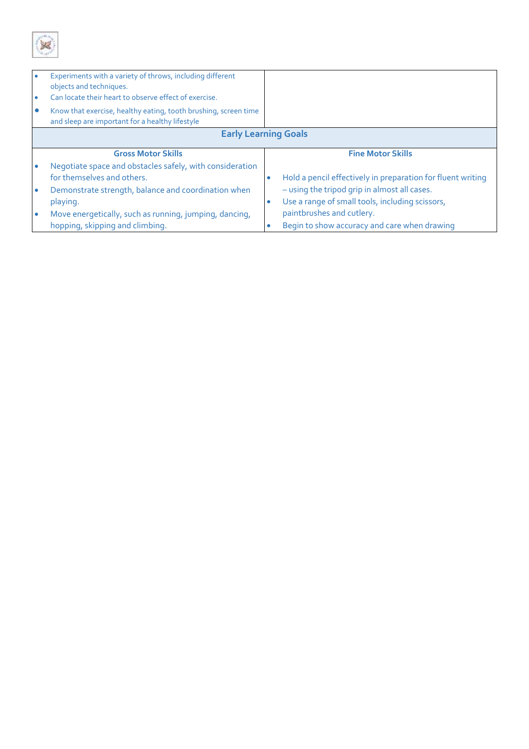| | |
|---|---|
| • Experiments with a variety of throws, including different objects and techniques.<br>• Can locate their heart to observe effect of exercise.<br>• Know that exercise, healthy eating, tooth brushing, screen time and sleep are important for a healthy lifestyle | |
| **Early Learning Goals** | |
| **Gross Motor Skills** | **Fine Motor Skills** |
| • Negotiate space and obstacles safely, with consideration for themselves and others.<br>• Demonstrate strength, balance and coordination when playing.<br>• Move energetically, such as running, jumping, dancing, hopping, skipping and climbing. | • Hold a pencil effectively in preparation for fluent writing – using the tripod grip in almost all cases.<br>• Use a range of small tools, including scissors, paintbrushes and cutlery.<br>• Begin to show accuracy and care when drawing |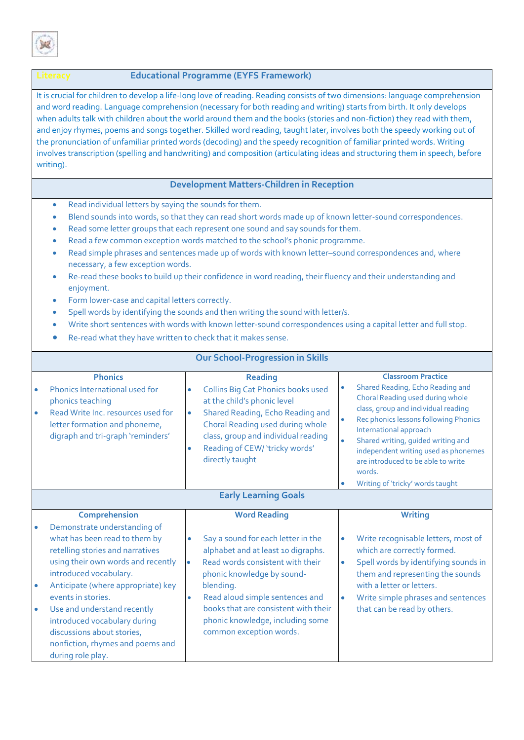| Literacy | Educational Programme (EYFS Framework) |
|---|---|

It is crucial for children to develop a life-long love of reading. Reading consists of two dimensions: language comprehension and word reading. Language comprehension (necessary for both reading and writing) starts from birth. It only develops when adults talk with children about the world around them and the books (stories and non-fiction) they read with them, and enjoy rhymes, poems and songs together. Skilled word reading, taught later, involves both the speedy working out of the pronunciation of unfamiliar printed words (decoding) and the speedy recognition of familiar printed words. Writing involves transcription (spelling and handwriting) and composition (articulating ideas and structuring them in speech, before writing).

## Development Matters-Children in Reception

- Read individual letters by saying the sounds for them.
- Blend sounds into words, so that they can read short words made up of known letter-sound correspondences.
- Read some letter groups that each represent one sound and say sounds for them.
- Read a few common exception words matched to the school's phonic programme.
- Read simple phrases and sentences made up of words with known letter–sound correspondences and, where necessary, a few exception words.
- Re-read these books to build up their confidence in word reading, their fluency and their understanding and enjoyment.
- Form lower-case and capital letters correctly.
- Spell words by identifying the sounds and then writing the sound with letter/s.
- Write short sentences with words with known letter-sound correspondences using a capital letter and full stop.
- Re-read what they have written to check that it makes sense.

## Our School-Progression in Skills

| Phonics | Reading | Classroom Practice |
|---|---|---|
| • Phonics International used for phonics teaching<br>• Read Write Inc. resources used for letter formation and phoneme, digraph and tri-graph 'reminders' | • Collins Big Cat Phonics books used at the child's phonic level<br>• Shared Reading, Echo Reading and Choral Reading used during whole class, group and individual reading<br>• Reading of CEW/ 'tricky words' directly taught | • Shared Reading, Echo Reading and Choral Reading used during whole class, group and individual reading<br>• Rec phonics lessons following Phonics International approach<br>• Shared writing, guided writing and independent writing used as phonemes are introduced to be able to write words.<br>• Writing of 'tricky' words taught |

## Early Learning Goals

| Comprehension | Word Reading | Writing |
|---|---|---|
| • Demonstrate understanding of what has been read to them by retelling stories and narratives using their own words and recently introduced vocabulary.<br>• Anticipate (where appropriate) key events in stories.<br>• Use and understand recently introduced vocabulary during discussions about stories, nonfiction, rhymes and poems and during role play. | • Say a sound for each letter in the alphabet and at least 10 digraphs.<br>• Read words consistent with their phonic knowledge by sound-blending.<br>• Read aloud simple sentences and books that are consistent with their phonic knowledge, including some common exception words. | • Write recognisable letters, most of which are correctly formed.<br>• Spell words by identifying sounds in them and representing the sounds with a letter or letters.<br>• Write simple phrases and sentences that can be read by others. |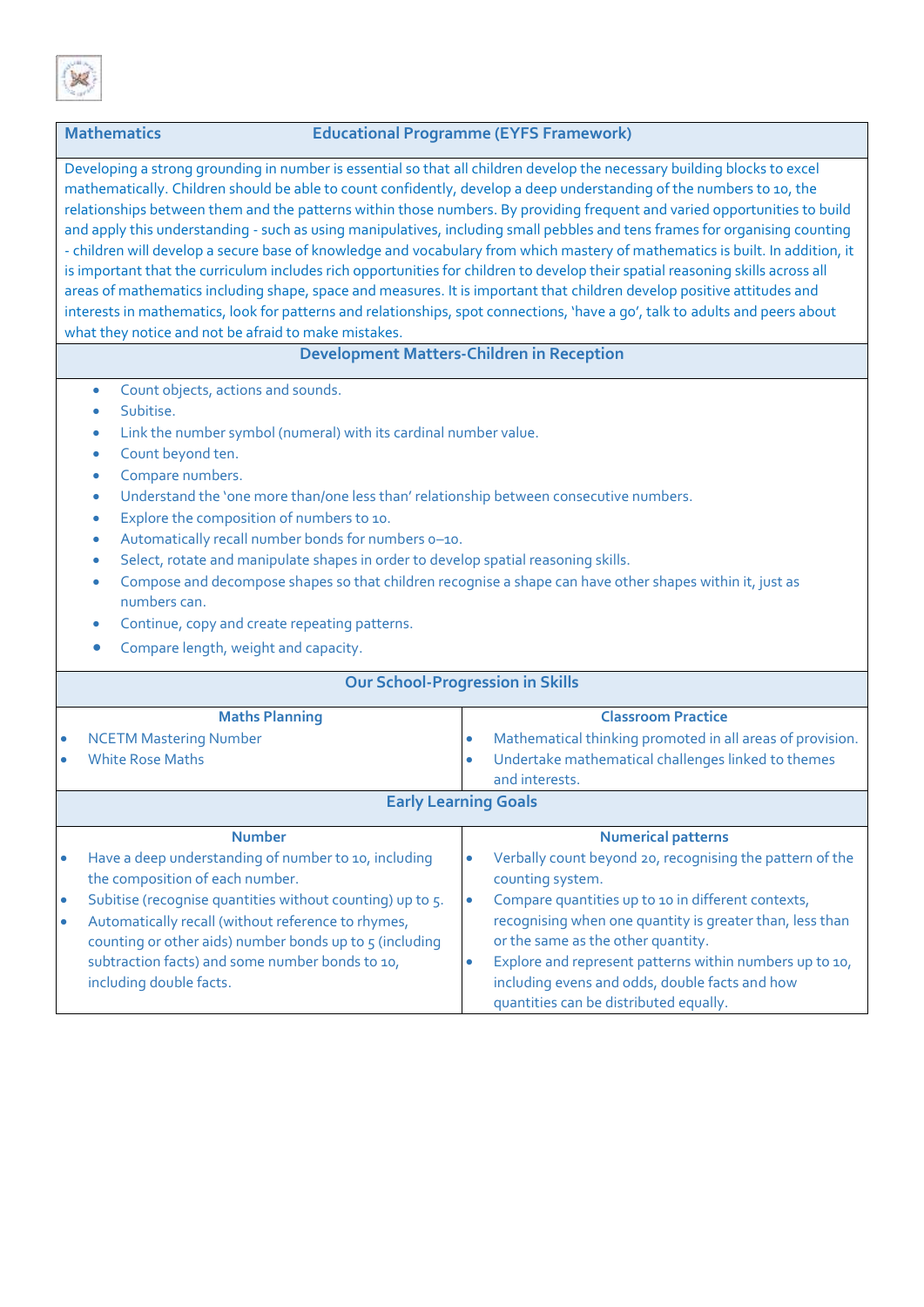## Mathematics — Educational Programme (EYFS Framework)

Developing a strong grounding in number is essential so that all children develop the necessary building blocks to excel mathematically. Children should be able to count confidently, develop a deep understanding of the numbers to 10, the relationships between them and the patterns within those numbers. By providing frequent and varied opportunities to build and apply this understanding - such as using manipulatives, including small pebbles and tens frames for organising counting - children will develop a secure base of knowledge and vocabulary from which mastery of mathematics is built. In addition, it is important that the curriculum includes rich opportunities for children to develop their spatial reasoning skills across all areas of mathematics including shape, space and measures. It is important that children develop positive attitudes and interests in mathematics, look for patterns and relationships, spot connections, 'have a go', talk to adults and peers about what they notice and not be afraid to make mistakes.

### Development Matters-Children in Reception

- Count objects, actions and sounds.
- Subitise.
- Link the number symbol (numeral) with its cardinal number value.
- Count beyond ten.
- Compare numbers.
- Understand the 'one more than/one less than' relationship between consecutive numbers.
- Explore the composition of numbers to 10.
- Automatically recall number bonds for numbers 0–10.
- Select, rotate and manipulate shapes in order to develop spatial reasoning skills.
- Compose and decompose shapes so that children recognise a shape can have other shapes within it, just as numbers can.
- Continue, copy and create repeating patterns.
- Compare length, weight and capacity.

### Our School-Progression in Skills

| Maths Planning | Classroom Practice |
|---|---|
| • NCETM Mastering Number<br>• White Rose Maths | • Mathematical thinking promoted in all areas of provision.<br>• Undertake mathematical challenges linked to themes and interests. |

### Early Learning Goals

| Number | Numerical patterns |
|---|---|
| • Have a deep understanding of number to 10, including the composition of each number.<br>• Subitise (recognise quantities without counting) up to 5.<br>• Automatically recall (without reference to rhymes, counting or other aids) number bonds up to 5 (including subtraction facts) and some number bonds to 10, including double facts. | • Verbally count beyond 20, recognising the pattern of the counting system.<br>• Compare quantities up to 10 in different contexts, recognising when one quantity is greater than, less than or the same as the other quantity.<br>• Explore and represent patterns within numbers up to 10, including evens and odds, double facts and how quantities can be distributed equally. |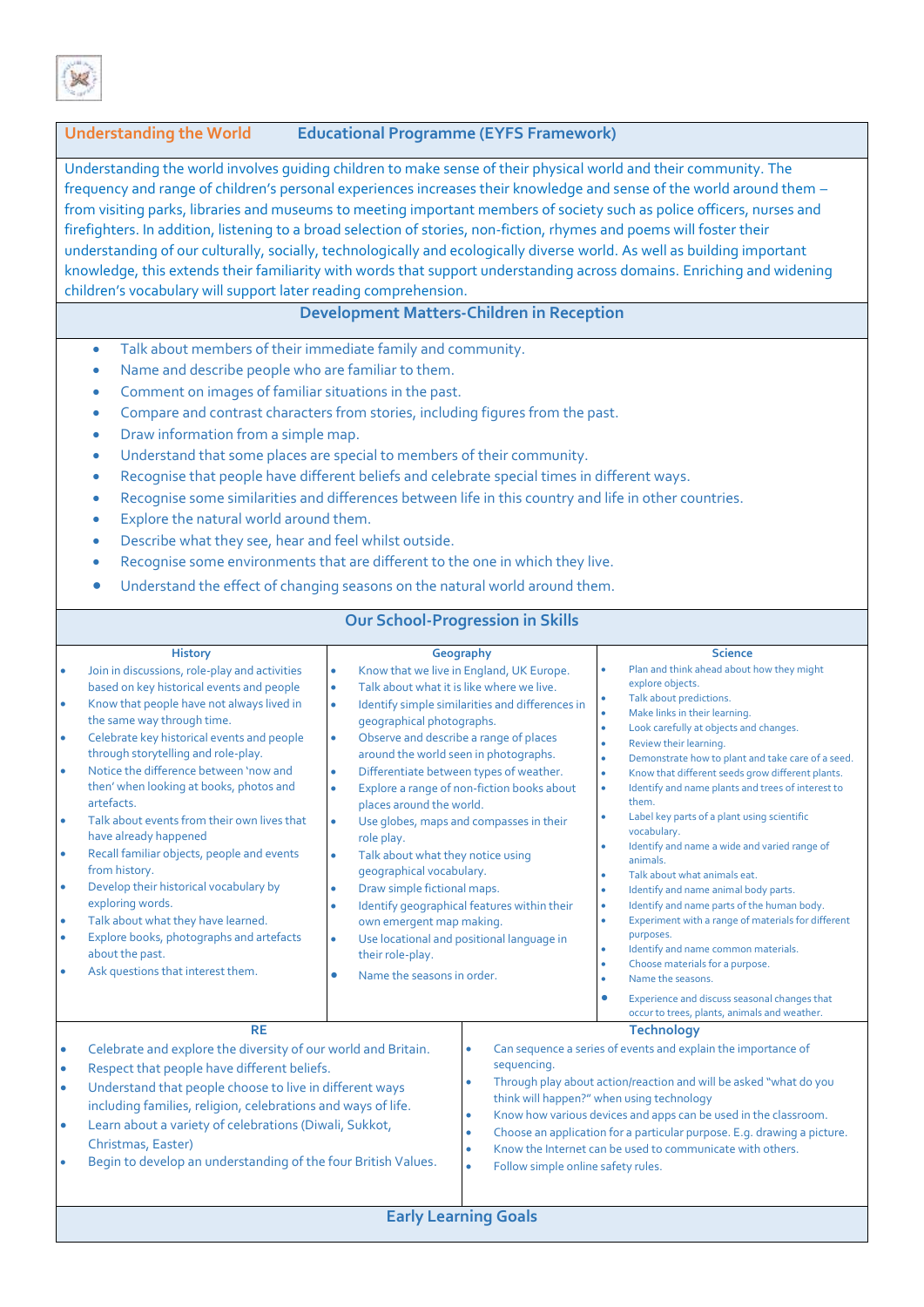## Understanding the World — Educational Programme (EYFS Framework)

Understanding the world involves guiding children to make sense of their physical world and their community. The frequency and range of children's personal experiences increases their knowledge and sense of the world around them – from visiting parks, libraries and museums to meeting important members of society such as police officers, nurses and firefighters. In addition, listening to a broad selection of stories, non-fiction, rhymes and poems will foster their understanding of our culturally, socially, technologically and ecologically diverse world. As well as building important knowledge, this extends their familiarity with words that support understanding across domains. Enriching and widening children's vocabulary will support later reading comprehension.

### Development Matters-Children in Reception

- Talk about members of their immediate family and community.
- Name and describe people who are familiar to them.
- Comment on images of familiar situations in the past.
- Compare and contrast characters from stories, including figures from the past.
- Draw information from a simple map.
- Understand that some places are special to members of their community.
- Recognise that people have different beliefs and celebrate special times in different ways.
- Recognise some similarities and differences between life in this country and life in other countries.
- Explore the natural world around them.
- Describe what they see, hear and feel whilst outside.
- Recognise some environments that are different to the one in which they live.
- Understand the effect of changing seasons on the natural world around them.

### Our School-Progression in Skills

#### History

- Join in discussions, role-play and activities based on key historical events and people
- Know that people have not always lived in the same way through time.
- Celebrate key historical events and people through storytelling and role-play.
- Notice the difference between 'now and then' when looking at books, photos and artefacts.
- Talk about events from their own lives that have already happened
- Recall familiar objects, people and events from history.
- Develop their historical vocabulary by exploring words.
- Talk about what they have learned.
- Explore books, photographs and artefacts about the past.
- Ask questions that interest them.

#### Geography

- Know that we live in England, UK Europe.
- Talk about what it is like where we live.
- Identify simple similarities and differences in geographical photographs.
- Observe and describe a range of places around the world seen in photographs.
- Differentiate between types of weather.
- Explore a range of non-fiction books about places around the world.
- Use globes, maps and compasses in their role play.
- Talk about what they notice using geographical vocabulary.
- Draw simple fictional maps.
- Identify geographical features within their own emergent map making.
- Use locational and positional language in their role-play.
- Name the seasons in order.

#### Science

- Plan and think ahead about how they might explore objects.
- Talk about predictions.
- Make links in their learning.
- Look carefully at objects and changes.
- Review their learning.
- Demonstrate how to plant and take care of a seed.
- Know that different seeds grow different plants.
- Identify and name plants and trees of interest to them.
- Label key parts of a plant using scientific vocabulary.
- Identify and name a wide and varied range of animals.
- Talk about what animals eat.
- Identify and name animal body parts.
- Identify and name parts of the human body.
- Experiment with a range of materials for different purposes.
- Identify and name common materials.
- Choose materials for a purpose.
- Name the seasons.
- Experience and discuss seasonal changes that occur to trees, plants, animals and weather.

#### RE

- Celebrate and explore the diversity of our world and Britain.
- Respect that people have different beliefs.
- Understand that people choose to live in different ways including families, religion, celebrations and ways of life.
- Learn about a variety of celebrations (Diwali, Sukkot, Christmas, Easter)
- Begin to develop an understanding of the four British Values.

#### Technology

- Can sequence a series of events and explain the importance of sequencing.
- Through play about action/reaction and will be asked "what do you think will happen?" when using technology
- Know how various devices and apps can be used in the classroom.
- Choose an application for a particular purpose. E.g. drawing a picture.
- Know the Internet can be used to communicate with others.
- Follow simple online safety rules.

### Early Learning Goals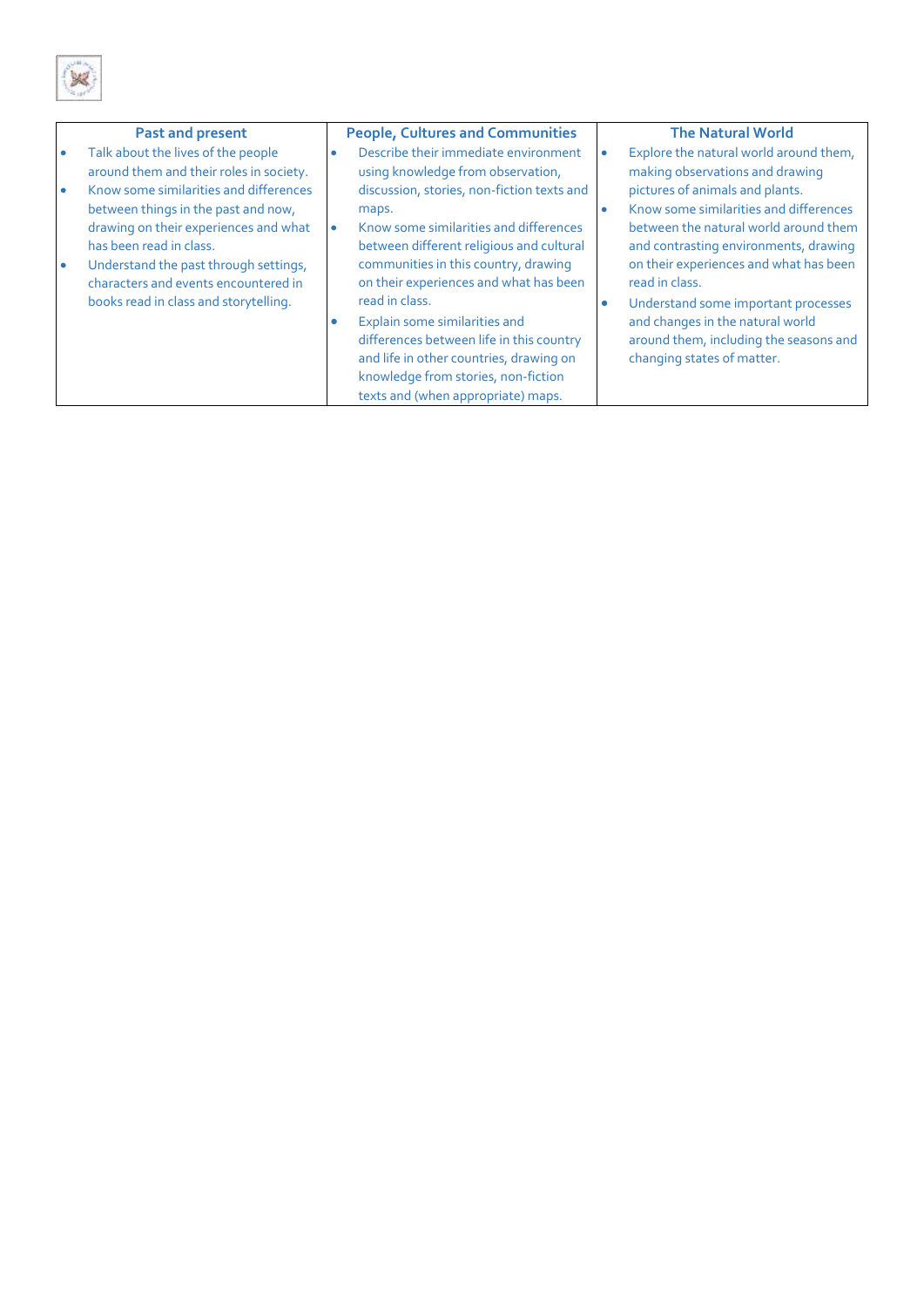| Past and present | People, Cultures and Communities | The Natural World |
| --- | --- | --- |
| • Talk about the lives of the people around them and their roles in society.<br>• Know some similarities and differences between things in the past and now, drawing on their experiences and what has been read in class.<br>• Understand the past through settings, characters and events encountered in books read in class and storytelling. | • Describe their immediate environment using knowledge from observation, discussion, stories, non-fiction texts and maps.<br>• Know some similarities and differences between different religious and cultural communities in this country, drawing on their experiences and what has been read in class.<br>• Explain some similarities and differences between life in this country and life in other countries, drawing on knowledge from stories, non-fiction texts and (when appropriate) maps. | • Explore the natural world around them, making observations and drawing pictures of animals and plants.<br>• Know some similarities and differences between the natural world around them and contrasting environments, drawing on their experiences and what has been read in class.<br>• Understand some important processes and changes in the natural world around them, including the seasons and changing states of matter. |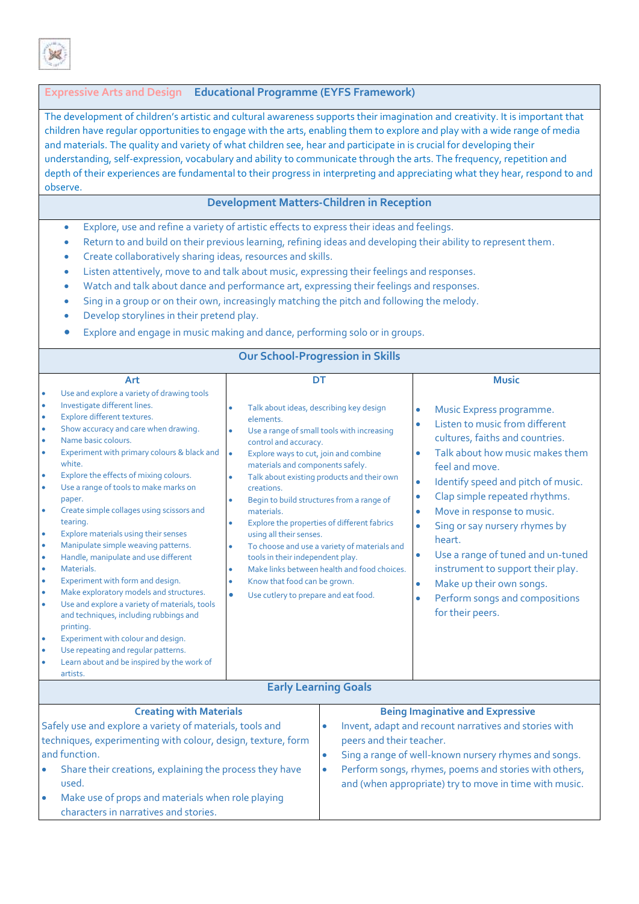## Expressive Arts and Design Educational Programme (EYFS Framework)

The development of children's artistic and cultural awareness supports their imagination and creativity. It is important that children have regular opportunities to engage with the arts, enabling them to explore and play with a wide range of media and materials. The quality and variety of what children see, hear and participate in is crucial for developing their understanding, self-expression, vocabulary and ability to communicate through the arts. The frequency, repetition and depth of their experiences are fundamental to their progress in interpreting and appreciating what they hear, respond to and observe.

### Development Matters-Children in Reception

- Explore, use and refine a variety of artistic effects to express their ideas and feelings.
- Return to and build on their previous learning, refining ideas and developing their ability to represent them.
- Create collaboratively sharing ideas, resources and skills.
- Listen attentively, move to and talk about music, expressing their feelings and responses.
- Watch and talk about dance and performance art, expressing their feelings and responses.
- Sing in a group or on their own, increasingly matching the pitch and following the melody.
- Develop storylines in their pretend play.
- Explore and engage in music making and dance, performing solo or in groups.

### Our School-Progression in Skills

#### Art

- Use and explore a variety of drawing tools
- Investigate different lines.
- Explore different textures.
- Show accuracy and care when drawing.
- Name basic colours.
- Experiment with primary colours & black and white.
- Explore the effects of mixing colours.
- Use a range of tools to make marks on paper.
- Create simple collages using scissors and tearing.
- Explore materials using their senses
- Manipulate simple weaving patterns.
- Handle, manipulate and use different
- Materials.
- Experiment with form and design.
- Make exploratory models and structures.
- Use and explore a variety of materials, tools and techniques, including rubbings and printing.
- Experiment with colour and design.
- Use repeating and regular patterns.
- Learn about and be inspired by the work of artists.

#### DT

- Talk about ideas, describing key design elements.
- Use a range of small tools with increasing control and accuracy.
- Explore ways to cut, join and combine materials and components safely.
- Talk about existing products and their own creations.
- Begin to build structures from a range of materials.
- Explore the properties of different fabrics using all their senses.
- To choose and use a variety of materials and tools in their independent play.
- Make links between health and food choices.
- Know that food can be grown.
- Use cutlery to prepare and eat food.

#### Music

- Music Express programme.
- Listen to music from different cultures, faiths and countries.
- Talk about how music makes them feel and move.
- Identify speed and pitch of music.
- Clap simple repeated rhythms.
- Move in response to music.
- Sing or say nursery rhymes by heart.
- Use a range of tuned and un-tuned instrument to support their play.
- Make up their own songs.
- Perform songs and compositions for their peers.

### Early Learning Goals

#### Creating with Materials

Safely use and explore a variety of materials, tools and techniques, experimenting with colour, design, texture, form and function.

- Share their creations, explaining the process they have used.
- Make use of props and materials when role playing characters in narratives and stories.

#### Being Imaginative and Expressive

- Invent, adapt and recount narratives and stories with peers and their teacher.
- Sing a range of well-known nursery rhymes and songs.
- Perform songs, rhymes, poems and stories with others, and (when appropriate) try to move in time with music.